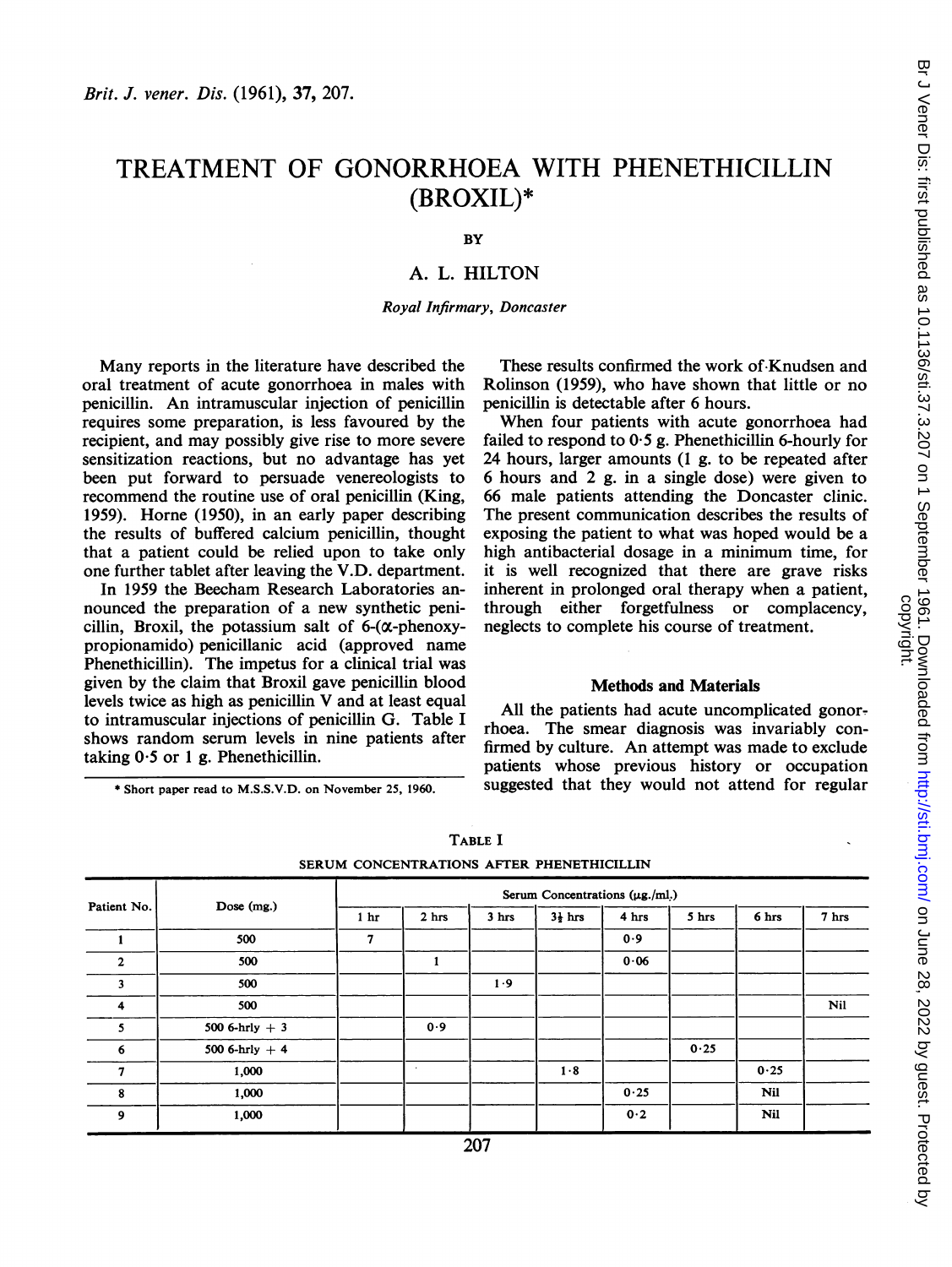# TREATMENT OF GONORRHOEA WITH PHENETHICILLIN (BROXIL)*

BY

## A. L. HILTON

*Royal Infirmary, Doncaster*

Many reports in the literature have described the oral treatment of acute gonorrhoea in males with penicillin. An intramuscular injection of penicillin requires some preparation, is less favoured by the recipient, and may possibly give rise to more severe sensitization reactions, but no advantage has yet been put forward to persuade venereologists to recommend the routine use of oral penicillin (King, 1959). Horne (1950), in an early paper describing the results of buffered calcium penicillin, thought that a patient could be relied upon to take only one further tablet after leaving the V.D. department.

In 1959 the Beecham Research Laboratories announced the preparation of a new synthetic penicillin, Broxil, the potassium salt of 6-(α-phenoxypropionamido) penicillanic acid (approved name Phenethicillin). The impetus for a clinical trial was given by the claim that Broxil gave penicillin blood levels twice as high as penicillin V and at least equal to intramuscular injections of penicillin G. Table I shows random serum levels in nine patients after taking 0·5 or 1 g. Phenethicillin.

\* Short paper read to M.S.S.V.D. on November 25, 1960.

These results confirmed the work of Knudsen and Rolinson (1959), who have shown that little or no penicillin is detectable after 6 hours.

When four patients with acute gonorrhoea had failed to respond to 0·5 g. Phenethicillin 6-hourly for 24 hours, larger amounts (1 g. to be repeated after 6 hours and 2 g. in a single dose) were given to 66 male patients attending the Doncaster clinic. The present communication describes the results of exposing the patient to what was hoped would be a high antibacterial dosage in a minimum time, for it is well recognized that there are grave risks inherent in prolonged oral therapy when a patient, through either forgetfulness or complacency, neglects to complete his course of treatment.

### Methods and Materials

All the patients had acute uncomplicated gonorrhoea. The smear diagnosis was invariably confirmed by culture. An attempt was made to exclude patients whose previous history or occupation suggested that they would not attend for regular

TABLE I

SERUM CONCENTRATIONS AFTER PHENETHICILLIN

| Patient No. | Dose (mg.) | Serum Concentrations (μg./ml.) | | | | | | | |
|---|---|---|---|---|---|---|---|---|---|
| | | 1 hr | 2 hrs | 3 hrs | 3½ hrs | 4 hrs | 5 hrs | 6 hrs | 7 hrs |
| 1 | 500 | 7 | | | | 0·9 | | | |
| 2 | 500 | | 1 | | | 0·06 | | | |
| 3 | 500 | | | 1·9 | | | | | |
| 4 | 500 | | | | | | | | Nil |
| 5 | 500 6-hrly + 3 | | 0·9 | | | | | | |
| 6 | 500 6-hrly + 4 | | | | | | 0·25 | | |
| 7 | 1,000 | | | | 1·8 | | | 0·25 | |
| 8 | 1,000 | | | | | 0·25 | | Nil | |
| 9 | 1,000 | | | | | 0·2 | | Nil | |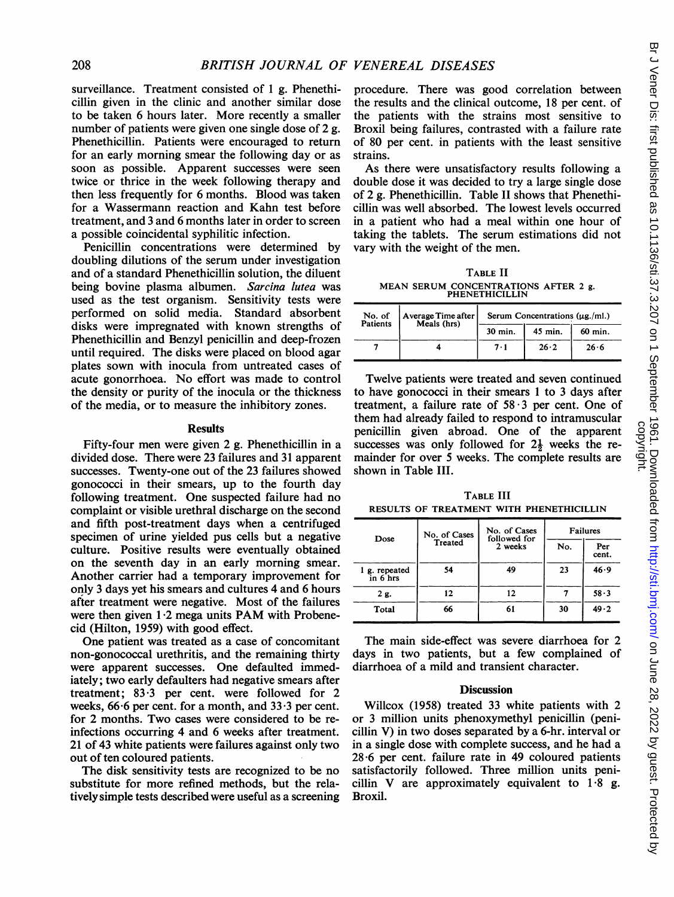surveillance. Treatment consisted of 1 g. Phenethicillin given in the clinic and another similar dose to be taken 6 hours later. More recently a smaller number of patients were given one single dose of 2 g. Phenethicillin. Patients were encouraged to return for an early morning smear the following day or as soon as possible. Apparent successes were seen twice or thrice in the week following therapy and then less frequently for 6 months. Blood was taken for a Wassermann reaction and Kahn test before treatment, and 3 and 6 months later in order to screen a possible coincidental syphilitic infection.

Penicillin concentrations were determined by doubling dilutions of the serum under investigation and of a standard Phenethicillin solution, the diluent being bovine plasma albumen. *Sarcina lutea* was used as the test organism. Sensitivity tests were performed on solid media. Standard absorbent disks were impregnated with known strengths of Phenethicillin and Benzyl penicillin and deep-frozen until required. The disks were placed on blood agar plates sown with inocula from untreated cases of acute gonorrhoea. No effort was made to control the density or purity of the inocula or the thickness of the media, or to measure the inhibitory zones.

## Results

Fifty-four men were given 2 g. Phenethicillin in a divided dose. There were 23 failures and 31 apparent successes. Twenty-one out of the 23 failures showed gonococci in their smears, up to the fourth day following treatment. One suspected failure had no complaint or visible urethral discharge on the second and fifth post-treatment days when a centrifuged specimen of urine yielded pus cells but a negative culture. Positive results were eventually obtained on the seventh day in an early morning smear. Another carrier had a temporary improvement for only 3 days yet his smears and cultures 4 and 6 hours after treatment were negative. Most of the failures were then given 1·2 mega units PAM with Probenecid (Hilton, 1959) with good effect.

One patient was treated as a case of concomitant non-gonococcal urethritis, and the remaining thirty were apparent successes. One defaulted immediately; two early defaulters had negative smears after treatment; 83·3 per cent. were followed for 2 weeks, 66·6 per cent. for a month, and 33·3 per cent. for 2 months. Two cases were considered to be re-infections occurring 4 and 6 weeks after treatment. 21 of 43 white patients were failures against only two out of ten coloured patients.

The disk sensitivity tests are recognized to be no substitute for more refined methods, but the relatively simple tests described were useful as a screening procedure. There was good correlation between the results and the clinical outcome, 18 per cent. of the patients with the strains most sensitive to Broxil being failures, contrasted with a failure rate of 80 per cent. in patients with the least sensitive strains.

As there were unsatisfactory results following a double dose it was decided to try a large single dose of 2 g. Phenethicillin. Table II shows that Phenethicillin was well absorbed. The lowest levels occurred in a patient who had a meal within one hour of taking the tablets. The serum estimations did not vary with the weight of the men.

TABLE II
MEAN SERUM CONCENTRATIONS AFTER 2 g. PHENETHICILLIN

| No. of Patients | Average Time after Meals (hrs) | Serum Concentrations (µg./ml.) | | |
|---|---|---|---|---|
| | | 30 min. | 45 min. | 60 min. |
| 7 | 4 | 7·1 | 26·2 | 26·6 |

Twelve patients were treated and seven continued to have gonococci in their smears 1 to 3 days after treatment, a failure rate of 58·3 per cent. One of them had already failed to respond to intramuscular penicillin given abroad. One of the apparent successes was only followed for 2½ weeks the remainder for over 5 weeks. The complete results are shown in Table III.

TABLE III
RESULTS OF TREATMENT WITH PHENETHICILLIN

| Dose | No. of Cases Treated | No. of Cases followed for 2 weeks | Failures | |
|---|---|---|---|---|
| | | | No. | Per cent. |
| 1 g. repeated in 6 hrs | 54 | 49 | 23 | 46·9 |
| 2 g. | 12 | 12 | 7 | 58·3 |
| Total | 66 | 61 | 30 | 49·2 |

The main side-effect was severe diarrhoea for 2 days in two patients, but a few complained of diarrhoea of a mild and transient character.

## Discussion

Willcox (1958) treated 33 white patients with 2 or 3 million units phenoxymethyl penicillin (penicillin V) in two doses separated by a 6-hr. interval or in a single dose with complete success, and he had a 28·6 per cent. failure rate in 49 coloured patients satisfactorily followed. Three million units penicillin V are approximately equivalent to 1·8 g. Broxil.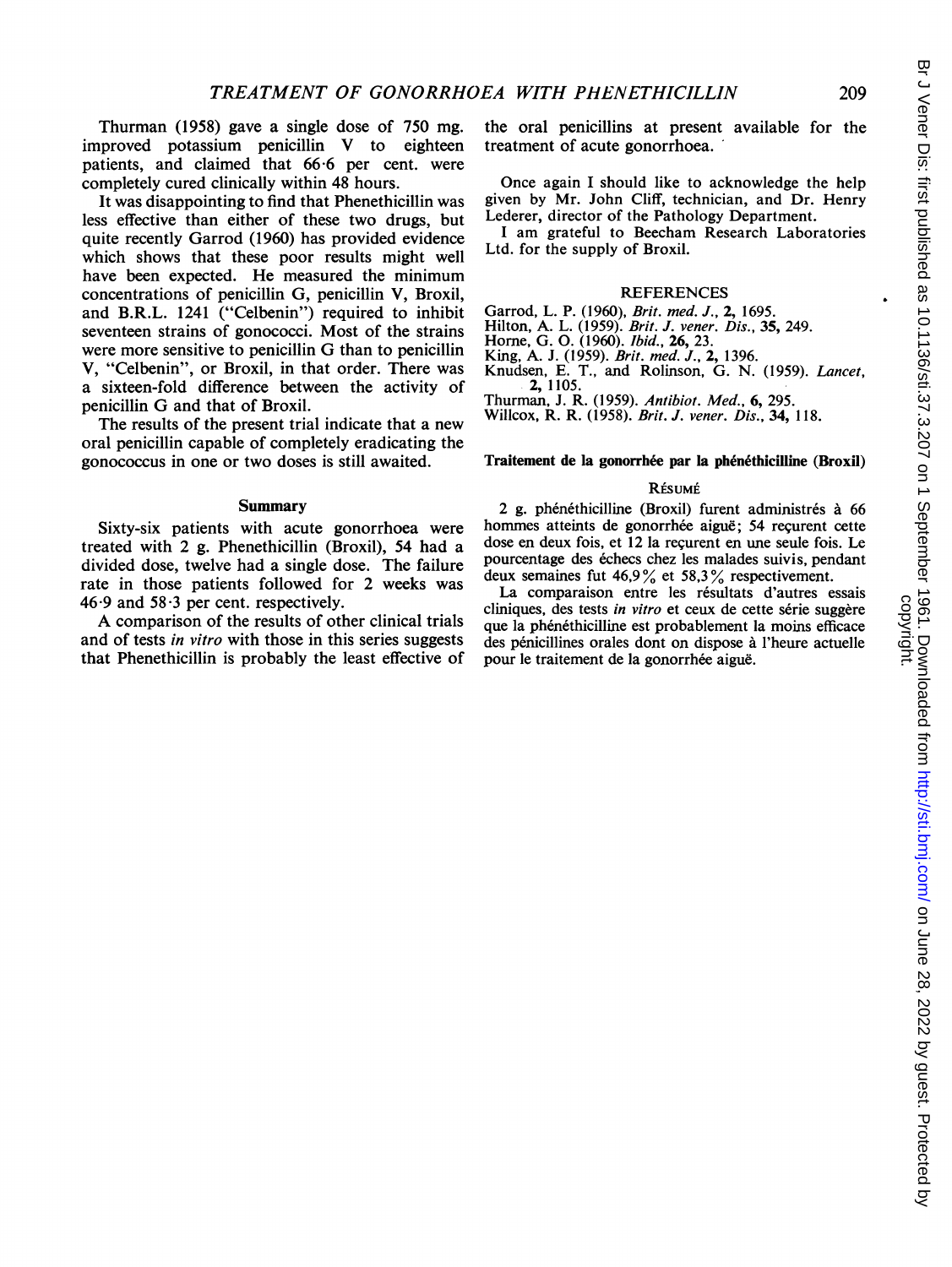Thurman (1958) gave a single dose of 750 mg. improved potassium penicillin V to eighteen patients, and claimed that 66·6 per cent. were completely cured clinically within 48 hours.

It was disappointing to find that Phenethicillin was less effective than either of these two drugs, but quite recently Garrod (1960) has provided evidence which shows that these poor results might well have been expected. He measured the minimum concentrations of penicillin G, penicillin V, Broxil, and B.R.L. 1241 ("Celbenin") required to inhibit seventeen strains of gonococci. Most of the strains were more sensitive to penicillin G than to penicillin V, "Celbenin", or Broxil, in that order. There was a sixteen-fold difference between the activity of penicillin G and that of Broxil.

The results of the present trial indicate that a new oral penicillin capable of completely eradicating the gonococcus in one or two doses is still awaited.

## Summary

Sixty-six patients with acute gonorrhoea were treated with 2 g. Phenethicillin (Broxil), 54 had a divided dose, twelve had a single dose. The failure rate in those patients followed for 2 weeks was 46·9 and 58·3 per cent. respectively.

A comparison of the results of other clinical trials and of tests *in vitro* with those in this series suggests that Phenethicillin is probably the least effective of the oral penicillins at present available for the treatment of acute gonorrhoea.

Once again I should like to acknowledge the help given by Mr. John Cliff, technician, and Dr. Henry Lederer, director of the Pathology Department.

I am grateful to Beecham Research Laboratories Ltd. for the supply of Broxil.

## REFERENCES

Garrod, L. P. (1960), *Brit. med. J.*, **2**, 1695.
Hilton, A. L. (1959). *Brit. J. vener. Dis.*, **35**, 249.
Horne, G. O. (1960). *Ibid.*, **26**, 23.
King, A. J. (1959). *Brit. med. J.*, **2**, 1396.
Knudsen, E. T., and Rolinson, G. N. (1959). *Lancet*, **2**, 1105.
Thurman, J. R. (1959). *Antibiot. Med.*, **6**, 295.
Willcox, R. R. (1958). *Brit. J. vener. Dis.*, **34**, 118.

### Traitement de la gonorrhée par la phénéthicilline (Broxil)

#### Résumé

2 g. phénéthicilline (Broxil) furent administrés à 66 hommes atteints de gonorrhée aiguë; 54 reçurent cette dose en deux fois, et 12 la reçurent en une seule fois. Le pourcentage des échecs chez les malades suivis, pendant deux semaines fut 46,9% et 58,3% respectivement.

La comparaison entre les résultats d'autres essais cliniques, des tests *in vitro* et ceux de cette série suggère que la phénéthicilline est probablement la moins efficace des pénicillines orales dont on dispose à l'heure actuelle pour le traitement de la gonorrhée aiguë.